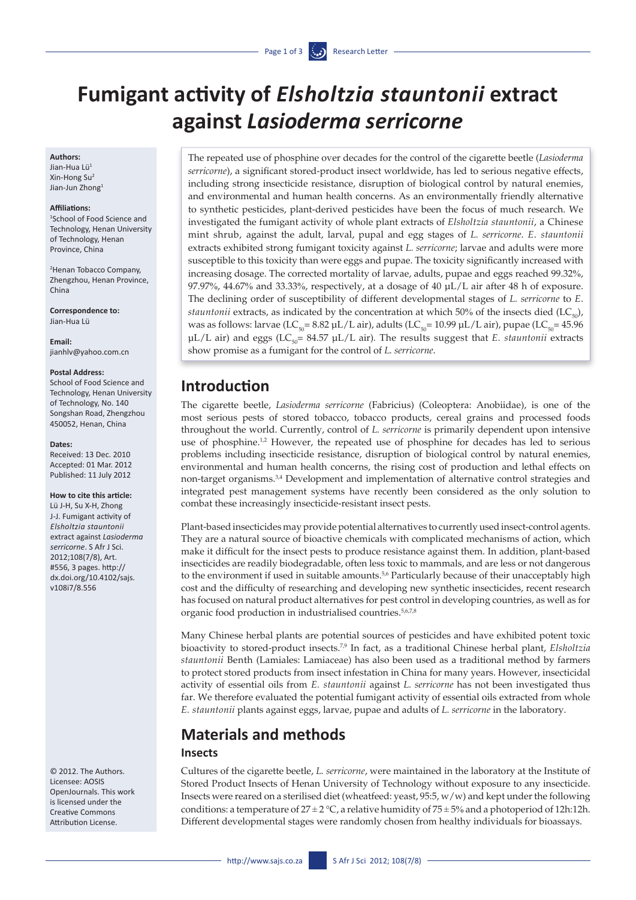# Fumigant activity of *Elsholtzia stauntonii* extract against *Lasioderma serricorne*

**Authors:**
Jian-Hua Lü[1]
Xin-Hong Su[2]
Jian-Jun Zhong[1]

**Affiliations:**
[1]School of Food Science and Technology, Henan University of Technology, Henan Province, China

[2]Henan Tobacco Company, Zhengzhou, Henan Province, China

**Correspondence to:**
Jian-Hua Lü

**Email:**
jianhlv@yahoo.com.cn

**Postal Address:**
School of Food Science and Technology, Henan University of Technology, No. 140 Songshan Road, Zhengzhou 450052, Henan, China

**Dates:**
Received: 13 Dec. 2010
Accepted: 01 Mar. 2012
Published: 11 July 2012

**How to cite this article:**
Lü J-H, Su X-H, Zhong J-J. Fumigant activity of *Elsholtzia stauntonii* extract against *Lasioderma serricorne*. S Afr J Sci. 2012;108(7/8), Art. #556, 3 pages. http://dx.doi.org/10.4102/sajs.v108i7/8.556

© 2012. The Authors. Licensee: AOSIS OpenJournals. This work is licensed under the Creative Commons Attribution License.

The repeated use of phosphine over decades for the control of the cigarette beetle (*Lasioderma serricorne*), a significant stored-product insect worldwide, has led to serious negative effects, including strong insecticide resistance, disruption of biological control by natural enemies, and environmental and human health concerns. As an environmentally friendly alternative to synthetic pesticides, plant-derived pesticides have been the focus of much research. We investigated the fumigant activity of whole plant extracts of *Elsholtzia stauntonii*, a Chinese mint shrub, against the adult, larval, pupal and egg stages of *L. serricorne*. *E. stauntonii* extracts exhibited strong fumigant toxicity against *L. serricorne*; larvae and adults were more susceptible to this toxicity than were eggs and pupae. The toxicity significantly increased with increasing dosage. The corrected mortality of larvae, adults, pupae and eggs reached 99.32%, 97.97%, 44.67% and 33.33%, respectively, at a dosage of 40 µL/L air after 48 h of exposure. The declining order of susceptibility of different developmental stages of *L. serricorne* to *E. stauntonii* extracts, as indicated by the concentration at which 50% of the insects died ($LC_{50}$), was as follows: larvae ($LC_{50}$= 8.82 µL/L air), adults ($LC_{50}$= 10.99 µL/L air), pupae ($LC_{50}$= 45.96 µL/L air) and eggs ($LC_{50}$= 84.57 µL/L air). The results suggest that *E. stauntonii* extracts show promise as a fumigant for the control of *L. serricorne*.

## Introduction

The cigarette beetle, *Lasioderma serricorne* (Fabricius) (Coleoptera: Anobiidae), is one of the most serious pests of stored tobacco, tobacco products, cereal grains and processed foods throughout the world. Currently, control of *L. serricorne* is primarily dependent upon intensive use of phosphine.[1,2] However, the repeated use of phosphine for decades has led to serious problems including insecticide resistance, disruption of biological control by natural enemies, environmental and human health concerns, the rising cost of production and lethal effects on non-target organisms.[3,4] Development and implementation of alternative control strategies and integrated pest management systems have recently been considered as the only solution to combat these increasingly insecticide-resistant insect pests.

Plant-based insecticides may provide potential alternatives to currently used insect-control agents. They are a natural source of bioactive chemicals with complicated mechanisms of action, which make it difficult for the insect pests to produce resistance against them. In addition, plant-based insecticides are readily biodegradable, often less toxic to mammals, and are less or not dangerous to the environment if used in suitable amounts.[5,6] Particularly because of their unacceptably high cost and the difficulty of researching and developing new synthetic insecticides, recent research has focused on natural product alternatives for pest control in developing countries, as well as for organic food production in industrialised countries.[5,6,7,8]

Many Chinese herbal plants are potential sources of pesticides and have exhibited potent toxic bioactivity to stored-product insects.[7,9] In fact, as a traditional Chinese herbal plant, *Elsholtzia stauntonii* Benth (Lamiales: Lamiaceae) has also been used as a traditional method by farmers to protect stored products from insect infestation in China for many years. However, insecticidal activity of essential oils from *E. stauntonii* against *L. serricorne* has not been investigated thus far. We therefore evaluated the potential fumigant activity of essential oils extracted from whole *E. stauntonii* plants against eggs, larvae, pupae and adults of *L. serricorne* in the laboratory.

## Materials and methods

### Insects

Cultures of the cigarette beetle, *L. serricorne*, were maintained in the laboratory at the Institute of Stored Product Insects of Henan University of Technology without exposure to any insecticide. Insects were reared on a sterilised diet (wheatfeed: yeast, 95:5, w/w) and kept under the following conditions: a temperature of 27 ± 2 °C, a relative humidity of 75 ± 5% and a photoperiod of 12h:12h. Different developmental stages were randomly chosen from healthy individuals for bioassays.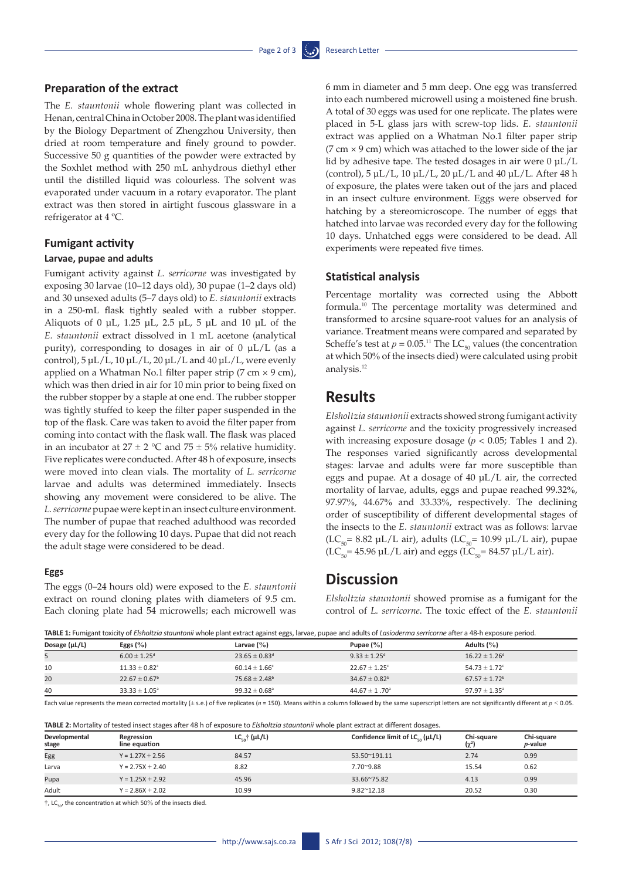## Preparation of the extract

The *E. stauntonii* whole flowering plant was collected in Henan, central China in October 2008. The plant was identified by the Biology Department of Zhengzhou University, then dried at room temperature and finely ground to powder. Successive 50 g quantities of the powder were extracted by the Soxhlet method with 250 mL anhydrous diethyl ether until the distilled liquid was colourless. The solvent was evaporated under vacuum in a rotary evaporator. The plant extract was then stored in airtight fuscous glassware in a refrigerator at 4 °C.

## Fumigant activity

### Larvae, pupae and adults

Fumigant activity against *L. serricorne* was investigated by exposing 30 larvae (10–12 days old), 30 pupae (1–2 days old) and 30 unsexed adults (5–7 days old) to *E. stauntonii* extracts in a 250-mL flask tightly sealed with a rubber stopper. Aliquots of 0 µL, 1.25 µL, 2.5 µL, 5 µL and 10 µL of the *E. stauntonii* extract dissolved in 1 mL acetone (analytical purity), corresponding to dosages in air of 0 µL/L (as a control), 5 µL/L, 10 µL/L, 20 µL/L and 40 µL/L, were evenly applied on a Whatman No.1 filter paper strip (7 cm × 9 cm), which was then dried in air for 10 min prior to being fixed on the rubber stopper by a staple at one end. The rubber stopper was tightly stuffed to keep the filter paper suspended in the top of the flask. Care was taken to avoid the filter paper from coming into contact with the flask wall. The flask was placed in an incubator at 27 ± 2 °C and 75 ± 5% relative humidity. Five replicates were conducted. After 48 h of exposure, insects were moved into clean vials. The mortality of *L. serricorne* larvae and adults was determined immediately. Insects showing any movement were considered to be alive. The *L. serricorne* pupae were kept in an insect culture environment. The number of pupae that reached adulthood was recorded every day for the following 10 days. Pupae that did not reach the adult stage were considered to be dead.

### Eggs

The eggs (0–24 hours old) were exposed to the *E. stauntonii* extract on round cloning plates with diameters of 9.5 cm. Each cloning plate had 54 microwells; each microwell was 6 mm in diameter and 5 mm deep. One egg was transferred into each numbered microwell using a moistened fine brush. A total of 30 eggs was used for one replicate. The plates were placed in 5-L glass jars with screw-top lids. *E. stauntonii* extract was applied on a Whatman No.1 filter paper strip (7 cm × 9 cm) which was attached to the lower side of the jar lid by adhesive tape. The tested dosages in air were 0 µL/L (control), 5 µL/L, 10 µL/L, 20 µL/L and 40 µL/L. After 48 h of exposure, the plates were taken out of the jars and placed in an insect culture environment. Eggs were observed for hatching by a stereomicroscope. The number of eggs that hatched into larvae was recorded every day for the following 10 days. Unhatched eggs were considered to be dead. All experiments were repeated five times.

## Statistical analysis

Percentage mortality was corrected using the Abbott formula.[10] The percentage mortality was determined and transformed to arcsine square-root values for an analysis of variance. Treatment means were compared and separated by Scheffe's test at $p = 0.05$.[11] The $LC_{50}$ values (the concentration at which 50% of the insects died) were calculated using probit analysis.[12]

# Results

*Elsholtzia stauntonii* extracts showed strong fumigant activity against *L. serricorne* and the toxicity progressively increased with increasing exposure dosage ($p < 0.05$; Tables 1 and 2). The responses varied significantly across developmental stages: larvae and adults were far more susceptible than eggs and pupae. At a dosage of 40 µL/L air, the corrected mortality of larvae, adults, eggs and pupae reached 99.32%, 97.97%, 44.67% and 33.33%, respectively. The declining order of susceptibility of different developmental stages of the insects to the *E. stauntonii* extract was as follows: larvae ($LC_{50}$= 8.82 µL/L air), adults ($LC_{50}$= 10.99 µL/L air), pupae ($LC_{50}$= 45.96 µL/L air) and eggs ($LC_{50}$= 84.57 µL/L air).

# Discussion

*Elsholtzia stauntonii* showed promise as a fumigant for the control of *L. serricorne*. The toxic effect of the *E. stauntonii*

**TABLE 1:** Fumigant toxicity of *Elsholtzia stauntonii* whole plant extract against eggs, larvae, pupae and adults of *Lasioderma serricorne* after a 48-h exposure period.

| Dosage (µL/L) | Eggs (%) | Larvae (%) | Pupae (%) | Adults (%) |
|---|---|---|---|---|
| 5 | $6.00 \pm 1.25^{d}$ | $23.65 \pm 0.83^{d}$ | $9.33 \pm 1.25^{d}$ | $16.22 \pm 1.26^{d}$ |
| 10 | $11.33 \pm 0.82^{c}$ | $60.14 \pm 1.66^{c}$ | $22.67 \pm 1.25^{c}$ | $54.73 \pm 1.72^{c}$ |
| 20 | $22.67 \pm 0.67^{b}$ | $75.68 \pm 2.48^{b}$ | $34.67 \pm 0.82^{b}$ | $67.57 \pm 1.72^{b}$ |
| 40 | $33.33 \pm 1.05^{a}$ | $99.32 \pm 0.68^{a}$ | $44.67 \pm 1.70^{a}$ | $97.97 \pm 1.35^{a}$ |

Each value represents the mean corrected mortality (± s.e.) of five replicates ($n$ = 150). Means within a column followed by the same superscript letters are not significantly different at $p < 0.05$.

**TABLE 2:** Mortality of tested insect stages after 48 h of exposure to *Elsholtzia stauntonii* whole plant extract at different dosages.

| Developmental stage | Regression line equation | $LC_{50}$† (µL/L) | Confidence limit of $LC_{50}$ (µL/L) | Chi-square ($\chi^2$) | Chi-square $p$-value |
|---|---|---|---|---|---|
| Egg | Y = 1.27X + 2.56 | 84.57 | 53.50~191.11 | 2.74 | 0.99 |
| Larva | Y = 2.75X + 2.40 | 8.82 | 7.70~9.88 | 15.54 | 0.62 |
| Pupa | Y = 1.25X + 2.92 | 45.96 | 33.66~75.82 | 4.13 | 0.99 |
| Adult | Y = 2.86X + 2.02 | 10.99 | 9.82~12.18 | 20.52 | 0.30 |

†, $LC_{50}$, the concentration at which 50% of the insects died.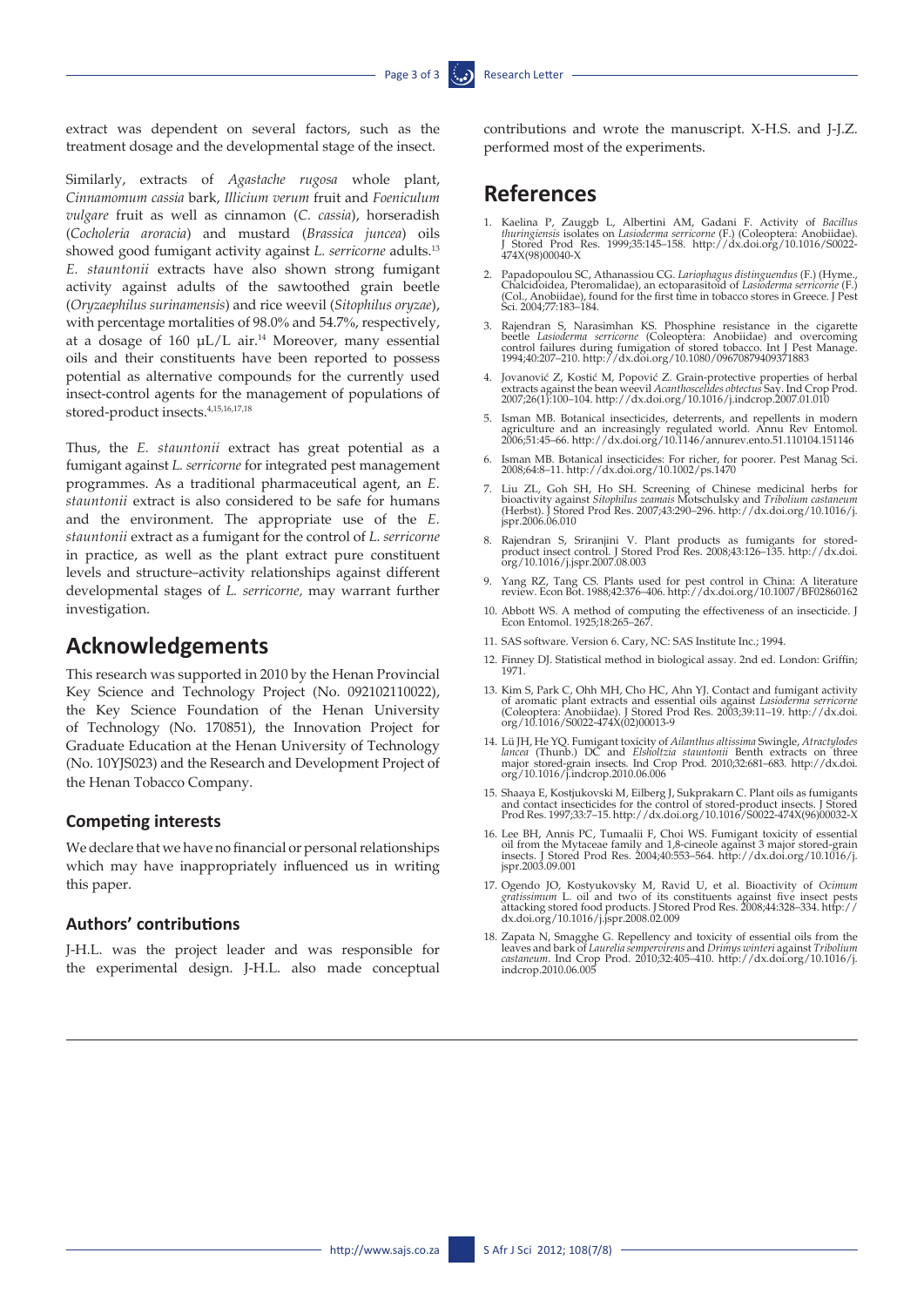extract was dependent on several factors, such as the treatment dosage and the developmental stage of the insect.

Similarly, extracts of *Agastache rugosa* whole plant, *Cinnamomum cassia* bark, *Illicium verum* fruit and *Foeniculum vulgare* fruit as well as cinnamon (*C. cassia*), horseradish (*Cocholeria aroracia*) and mustard (*Brassica juncea*) oils showed good fumigant activity against *L. serricorne* adults.[13] *E. stauntonii* extracts have also shown strong fumigant activity against adults of the sawtoothed grain beetle (*Oryzaephilus surinamensis*) and rice weevil (*Sitophilus oryzae*), with percentage mortalities of 98.0% and 54.7%, respectively, at a dosage of 160 µL/L air.[14] Moreover, many essential oils and their constituents have been reported to possess potential as alternative compounds for the currently used insect-control agents for the management of populations of stored-product insects.[4,15,16,17,18]

Thus, the *E. stauntonii* extract has great potential as a fumigant against *L. serricorne* for integrated pest management programmes. As a traditional pharmaceutical agent, an *E. stauntonii* extract is also considered to be safe for humans and the environment. The appropriate use of the *E. stauntonii* extract as a fumigant for the control of *L. serricorne* in practice, as well as the plant extract pure constituent levels and structure–activity relationships against different developmental stages of *L. serricorne*, may warrant further investigation.

## Acknowledgements

This research was supported in 2010 by the Henan Provincial Key Science and Technology Project (No. 092102110022), the Key Science Foundation of the Henan University of Technology (No. 170851), the Innovation Project for Graduate Education at the Henan University of Technology (No. 10YJS023) and the Research and Development Project of the Henan Tobacco Company.

### Competing interests

We declare that we have no financial or personal relationships which may have inappropriately influenced us in writing this paper.

### Authors' contributions

J-H.L. was the project leader and was responsible for the experimental design. J-H.L. also made conceptual contributions and wrote the manuscript. X-H.S. and J-J.Z. performed most of the experiments.

## References

1. Kaelina P, Zauggb L, Albertini AM, Gadani F. Activity of *Bacillus thuringiensis* isolates on *Lasioderma serricorne* (F.) (Coleoptera: Anobiidae). J Stored Prod Res. 1999;35:145–158. http://dx.doi.org/10.1016/S0022-474X(98)00040-X
2. Papadopoulou SC, Athanassiou CG. *Lariophagus distinguendus* (F.) (Hyme., Chalcidoidea, Pteromalidae), an ectoparasitoid of *Lasioderma serricorne* (F.) (Col., Anobiidae), found for the first time in tobacco stores in Greece. J Pest Sci. 2004;77:183–184.
3. Rajendran S, Narasimhan KS. Phosphine resistance in the cigarette beetle *Lasioderma serricorne* (Coleoptera: Anobiidae) and overcoming control failures during fumigation of stored tobacco. Int J Pest Manage. 1994;40:207–210. http://dx.doi.org/10.1080/09670879409371883
4. Jovanović Z, Kostić M, Popović Z. Grain-protective properties of herbal extracts against the bean weevil *Acanthoscelides obtectus* Say. Ind Crop Prod. 2007;26(1):100–104. http://dx.doi.org/10.1016/j.indcrop.2007.01.010
5. Isman MB. Botanical insecticides, deterrents, and repellents in modern agriculture and an increasingly regulated world. Annu Rev Entomol. 2006;51:45–66. http://dx.doi.org/10.1146/annurev.ento.51.110104.151146
6. Isman MB. Botanical insecticides: For richer, for poorer. Pest Manag Sci. 2008;64:8–11. http://dx.doi.org/10.1002/ps.1470
7. Liu ZL, Goh SH, Ho SH. Screening of Chinese medicinal herbs for bioactivity against *Sitophilus zeamais* Motschulsky and *Tribolium castaneum* (Herbst). J Stored Prod Res. 2007;43:290–296. http://dx.doi.org/10.1016/j.jspr.2006.06.010
8. Rajendran S, Sriranjini V. Plant products as fumigants for stored-product insect control. J Stored Prod Res. 2008;43:126–135. http://dx.doi.org/10.1016/j.jspr.2007.08.003
9. Yang RZ, Tang CS. Plants used for pest control in China: A literature review. Econ Bot. 1988;42:376–406. http://dx.doi.org/10.1007/BF02860162
10. Abbott WS. A method of computing the effectiveness of an insecticide. J Econ Entomol. 1925;18:265–267.
11. SAS software. Version 6. Cary, NC: SAS Institute Inc.; 1994.
12. Finney DJ. Statistical method in biological assay. 2nd ed. London: Griffin; 1971.
13. Kim S, Park C, Ohh MH, Cho HC, Ahn YJ. Contact and fumigant activity of aromatic plant extracts and essential oils against *Lasioderma serricorne* (Coleoptera: Anobiidae). J Stored Prod Res. 2003;39:11–19. http://dx.doi.org/10.1016/S0022-474X(02)00013-9
14. Lü JH, He YQ. Fumigant toxicity of *Ailanthus altissima* Swingle, *Atractylodes lancea* (Thunb.) DC and *Elsholtzia stauntonii* Benth extracts on three major stored-grain insects. Ind Crop Prod. 2010;32:681–683. http://dx.doi.org/10.1016/j.indcrop.2010.06.006
15. Shaaya E, Kostjukovski M, Eilberg J, Sukprakarn C. Plant oils as fumigants and contact insecticides for the control of stored-product insects. J Stored Prod Res. 1997;33:7–15. http://dx.doi.org/10.1016/S0022-474X(96)00032-X
16. Lee BH, Annis PC, Tumaalii F, Choi WS. Fumigant toxicity of essential oil from the Mytaceae family and 1,8-cineole against 3 major stored-grain insects. J Stored Prod Res. 2004;40:553–564. http://dx.doi.org/10.1016/j.jspr.2003.09.001
17. Ogendo JO, Kostyukovsky M, Ravid U, et al. Bioactivity of *Ocimum gratissimum* L. oil and two of its constituents against five insect pests attacking stored food products. J Stored Prod Res. 2008;44:328–334. http://dx.doi.org/10.1016/j.jspr.2008.02.009
18. Zapata N, Smagghe G. Repellency and toxicity of essential oils from the leaves and bark of *Laurelia sempervirens* and *Drimys winteri* against *Tribolium castaneum*. Ind Crop Prod. 2010;32:405–410. http://dx.doi.org/10.1016/j.indcrop.2010.06.005